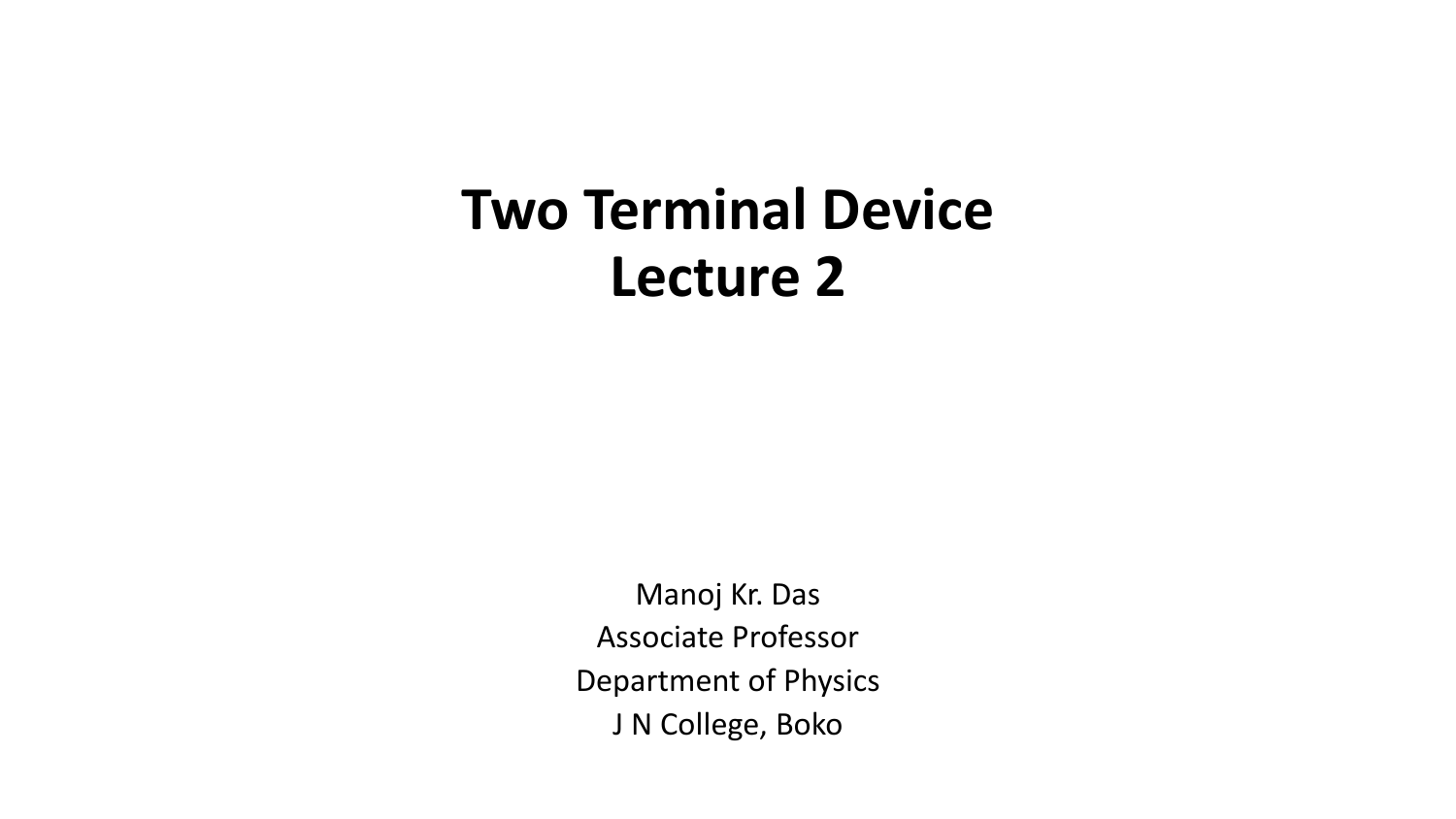# Two Terminal Device
# Lecture 2

Manoj Kr. Das

Associate Professor

Department of Physics

J N College, Boko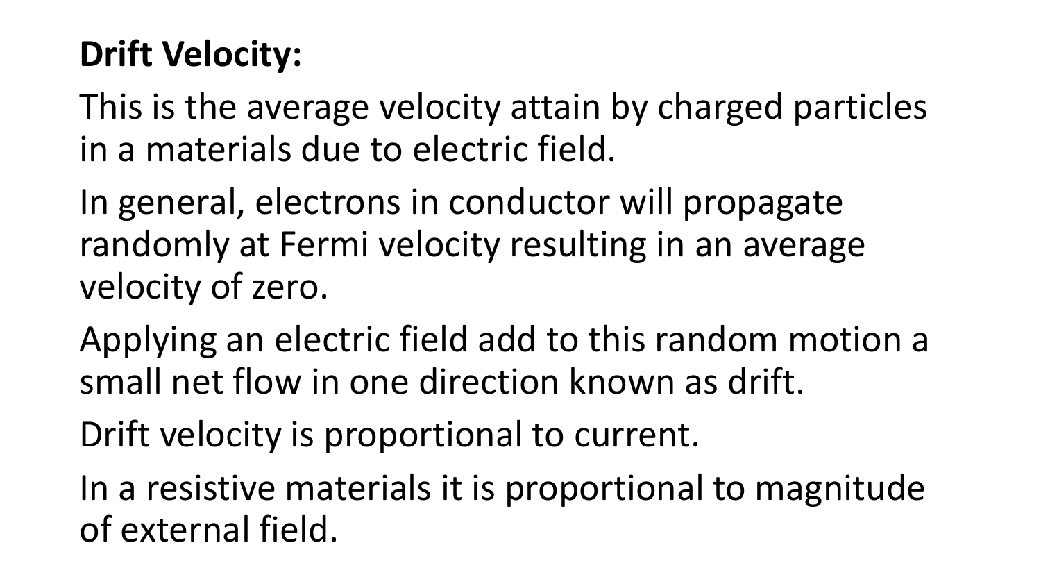**Drift Velocity:**

This is the average velocity attain by charged particles in a materials due to electric field.

In general, electrons in conductor will propagate randomly at Fermi velocity resulting in an average velocity of zero.

Applying an electric field add to this random motion a small net flow in one direction known as drift.

Drift velocity is proportional to current.

In a resistive materials it is proportional to magnitude of external field.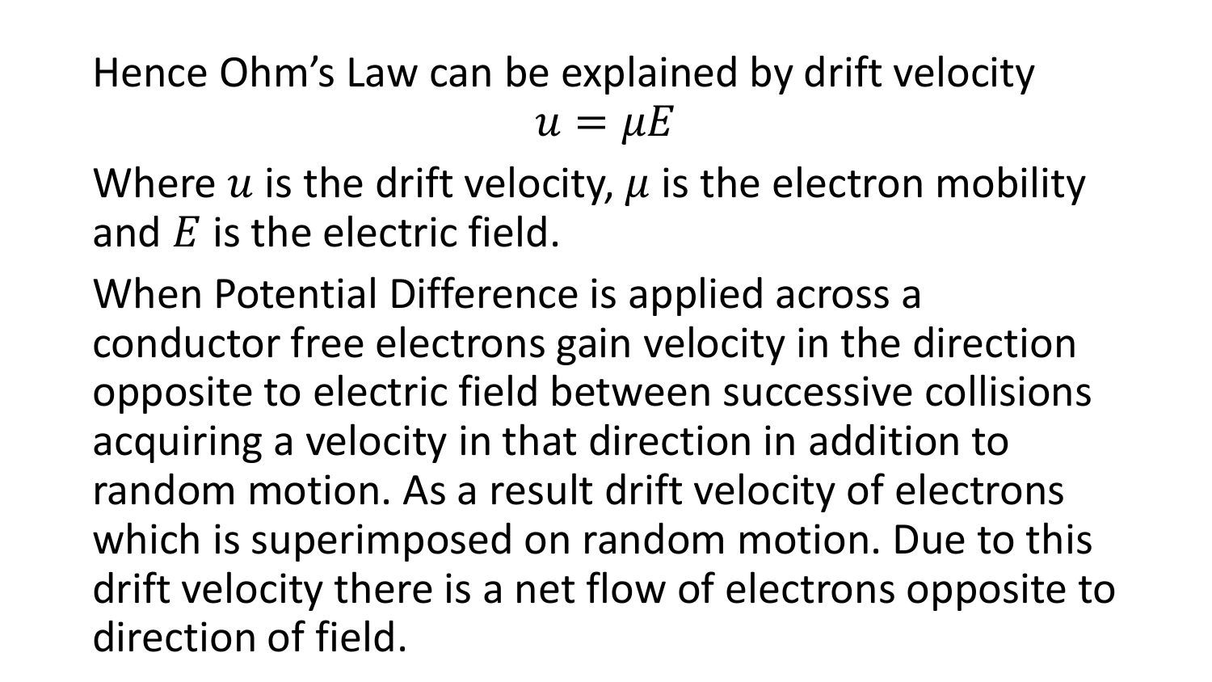Hence Ohm's Law can be explained by drift velocity

$$u = \mu E$$

Where $u$ is the drift velocity, $\mu$ is the electron mobility and $E$ is the electric field.

When Potential Difference is applied across a conductor free electrons gain velocity in the direction opposite to electric field between successive collisions acquiring a velocity in that direction in addition to random motion. As a result drift velocity of electrons which is superimposed on random motion. Due to this drift velocity there is a net flow of electrons opposite to direction of field.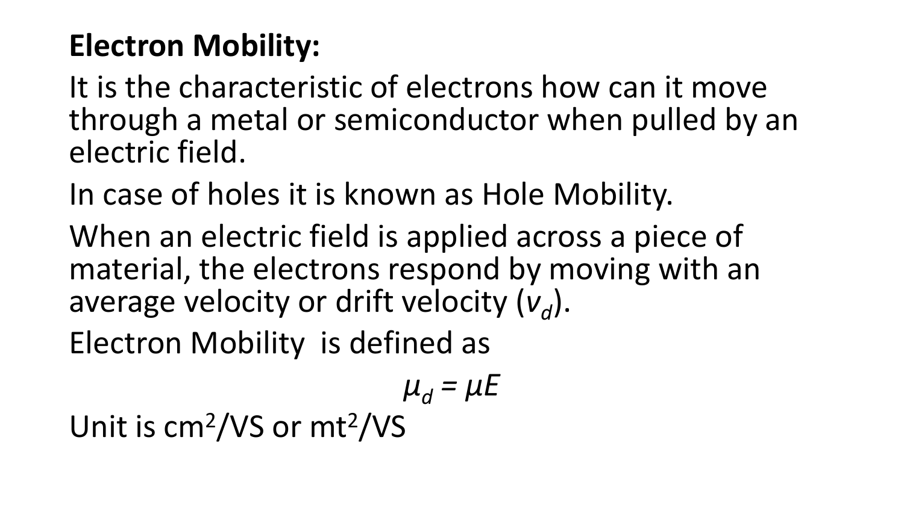**Electron Mobility:**

It is the characteristic of electrons how can it move through a metal or semiconductor when pulled by an electric field.

In case of holes it is known as Hole Mobility.

When an electric field is applied across a piece of material, the electrons respond by moving with an average velocity or drift velocity ($v_d$).

Electron Mobility is defined as

$$\mu_d = \mu E$$

Unit is $cm^2/VS$ or $mt^2/VS$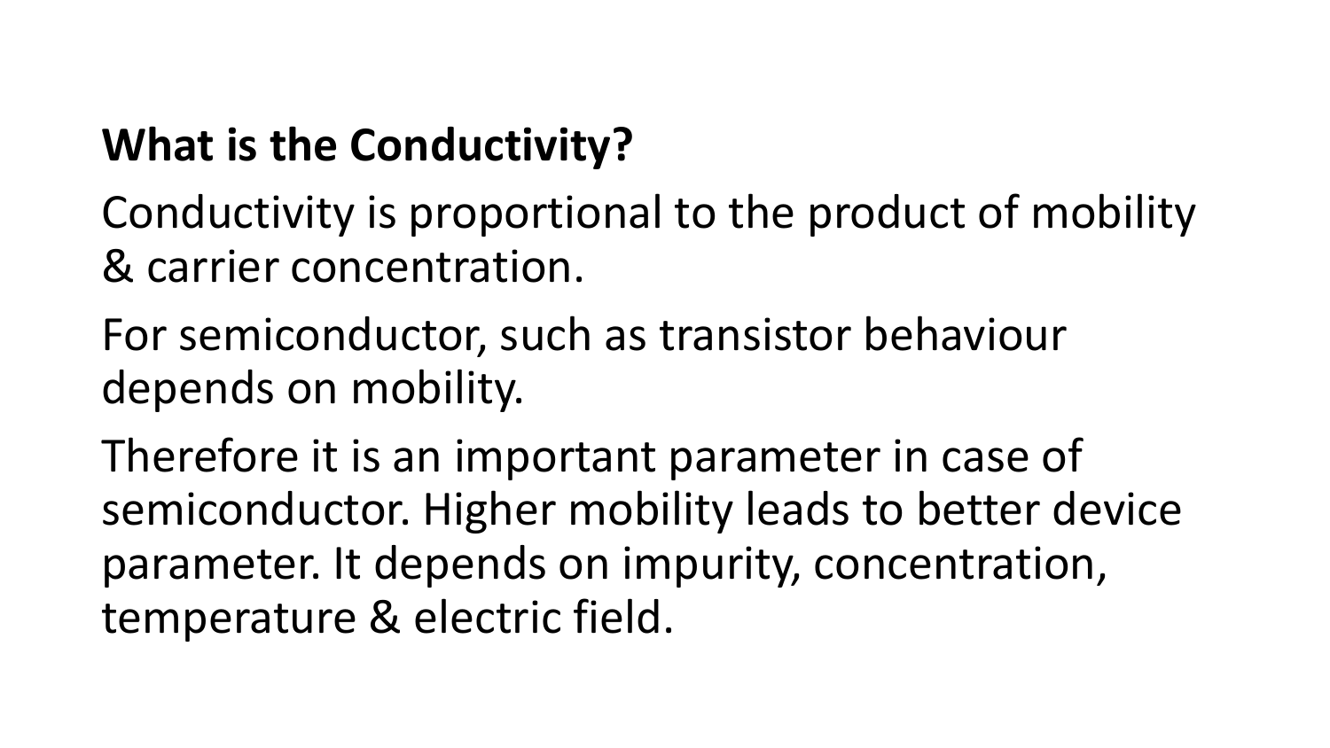**What is the Conductivity?**

Conductivity is proportional to the product of mobility & carrier concentration.

For semiconductor, such as transistor behaviour depends on mobility.

Therefore it is an important parameter in case of semiconductor. Higher mobility leads to better device parameter. It depends on impurity, concentration, temperature & electric field.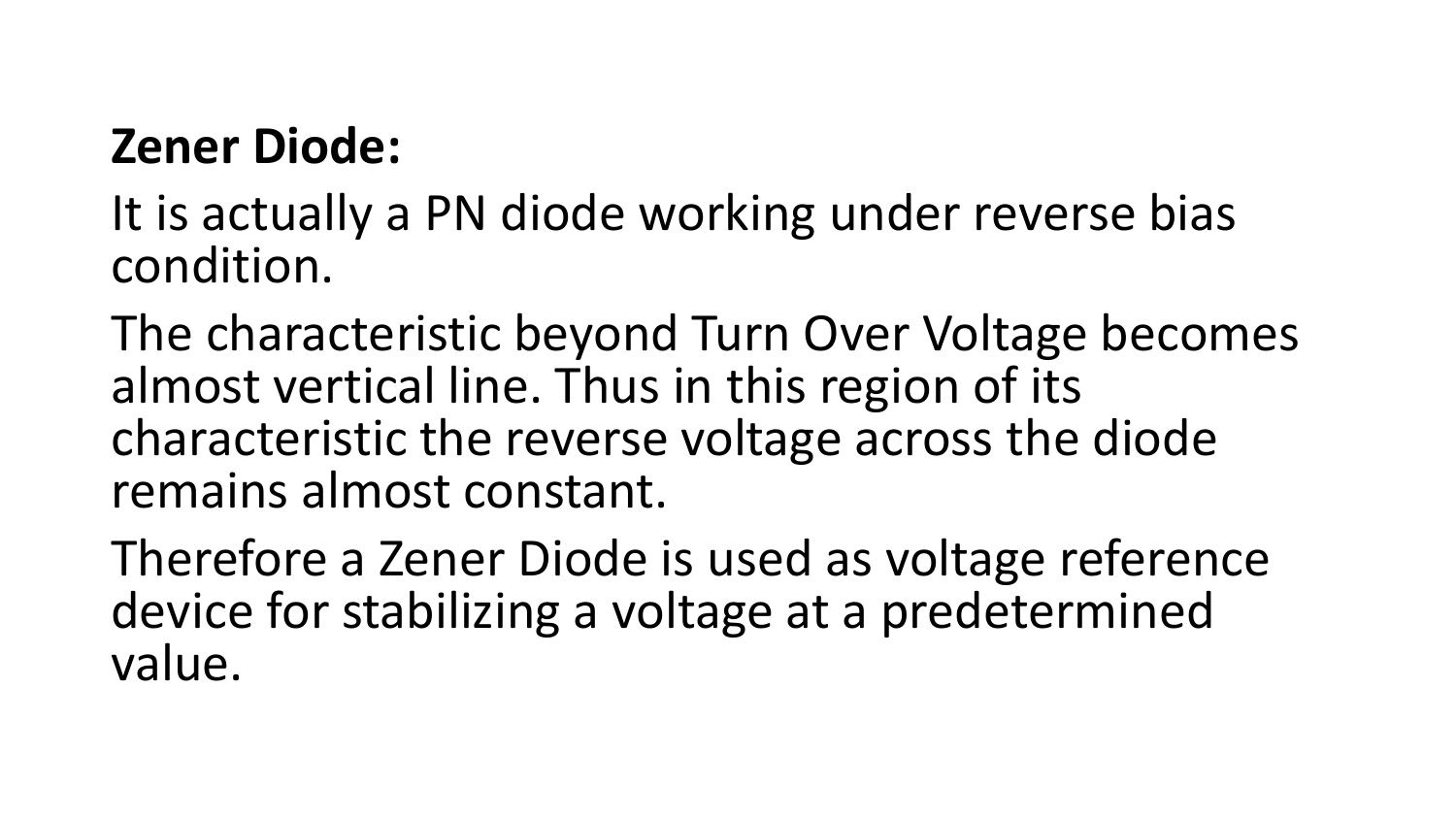**Zener Diode:**

It is actually a PN diode working under reverse bias condition.

The characteristic beyond Turn Over Voltage becomes almost vertical line. Thus in this region of its characteristic the reverse voltage across the diode remains almost constant.

Therefore a Zener Diode is used as voltage reference device for stabilizing a voltage at a predetermined value.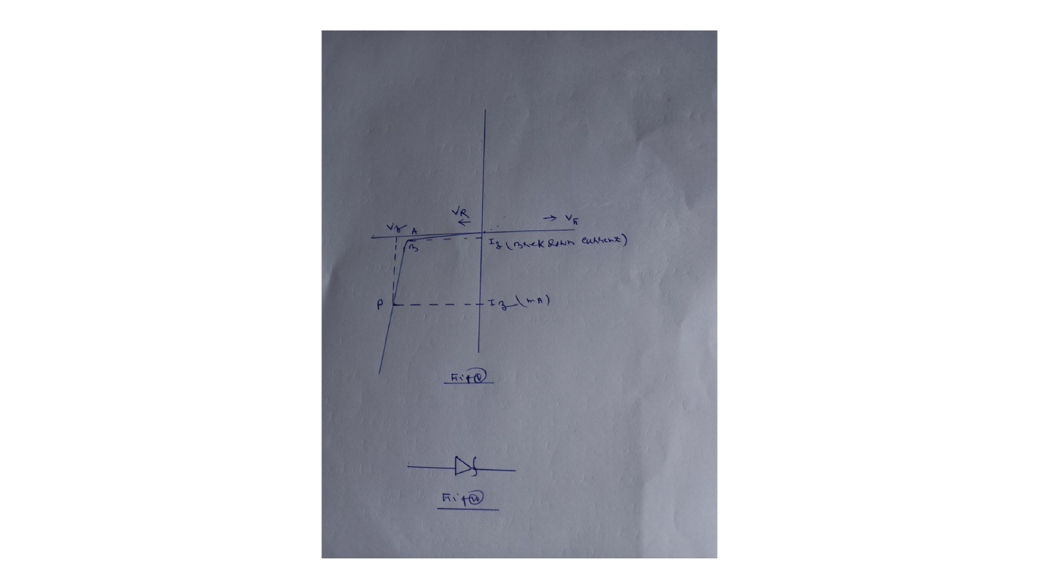$V_R$ ←

→ $V_F$

$V_Z$ A

B

$I_Z$ (Breakdown current)

P

$I_Z$ (mA)

Fig (a)

Fig (b)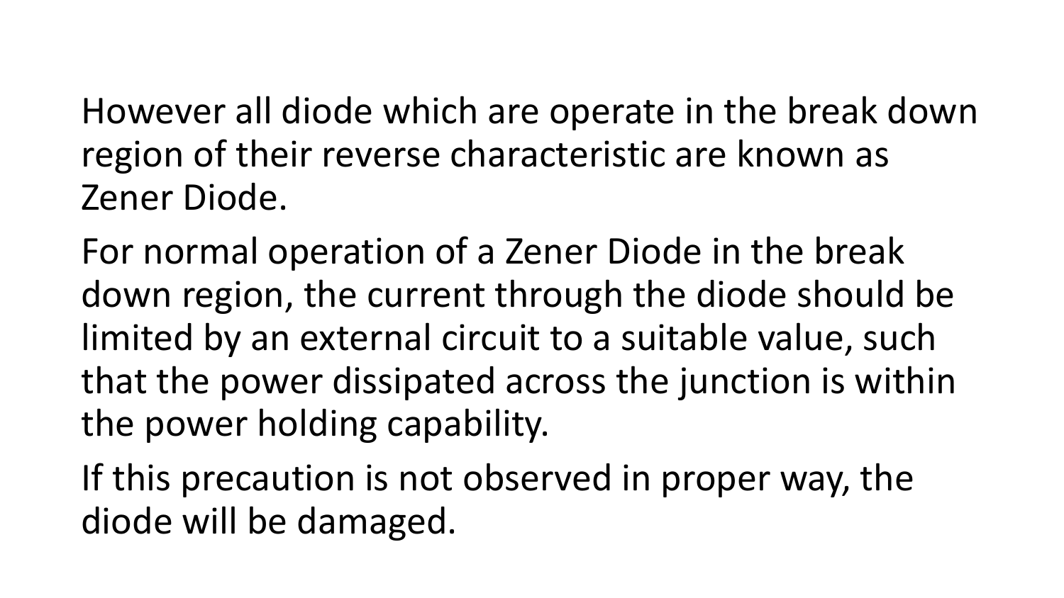However all diode which are operate in the break down region of their reverse characteristic are known as Zener Diode.

For normal operation of a Zener Diode in the break down region, the current through the diode should be limited by an external circuit to a suitable value, such that the power dissipated across the junction is within the power holding capability.

If this precaution is not observed in proper way, the diode will be damaged.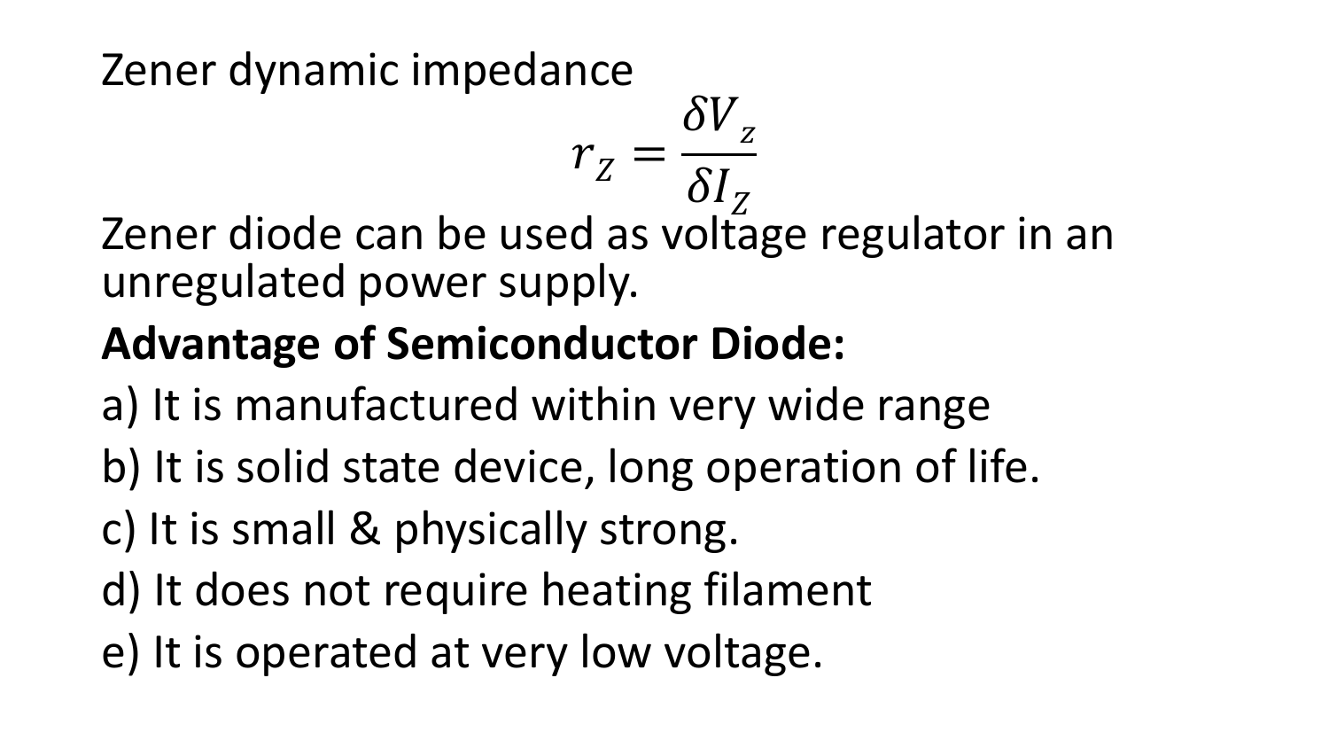Zener dynamic impedance

$$r_Z = \frac{\delta V_z}{\delta I_Z}$$

Zener diode can be used as voltage regulator in an unregulated power supply.

**Advantage of Semiconductor Diode:**

a) It is manufactured within very wide range

b) It is solid state device, long operation of life.

c) It is small & physically strong.

d) It does not require heating filament

e) It is operated at very low voltage.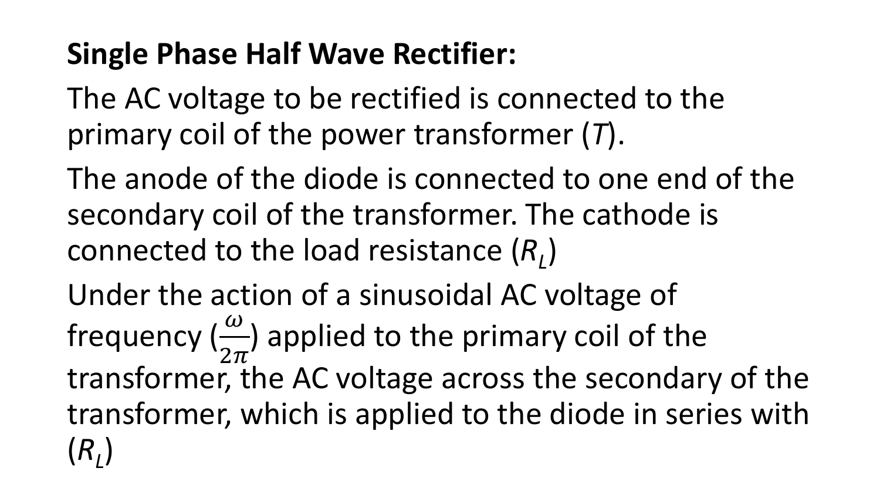**Single Phase Half Wave Rectifier:**

The AC voltage to be rectified is connected to the primary coil of the power transformer ($T$).

The anode of the diode is connected to one end of the secondary coil of the transformer. The cathode is connected to the load resistance ($R_L$)

Under the action of a sinusoidal AC voltage of frequency ($\frac{\omega}{2\pi}$) applied to the primary coil of the transformer, the AC voltage across the secondary of the transformer, which is applied to the diode in series with ($R_L$)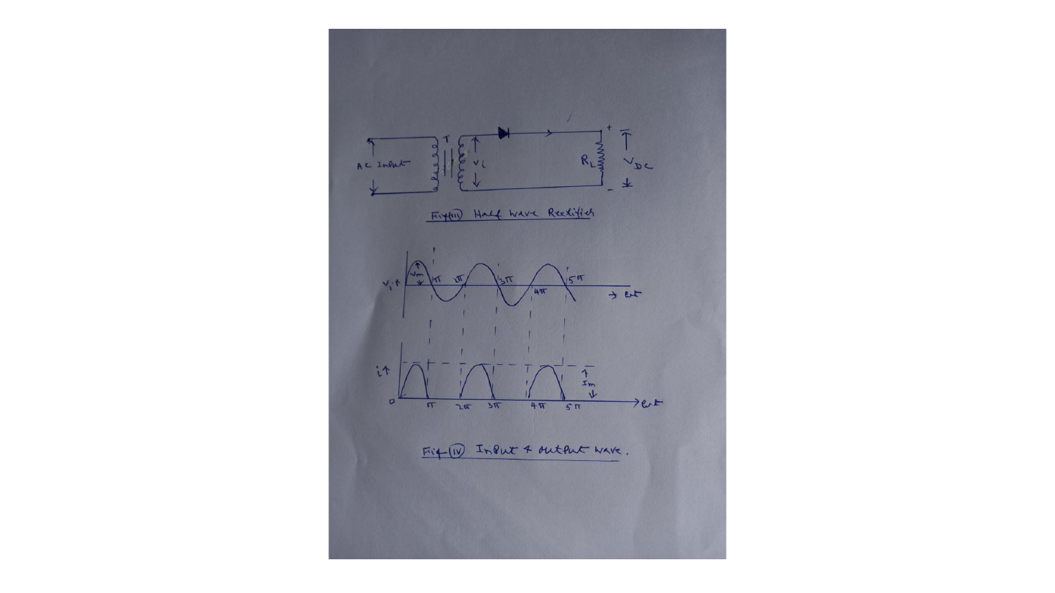Fig (iii) Half Wave Rectifier

Fig (iv) Input & output wave.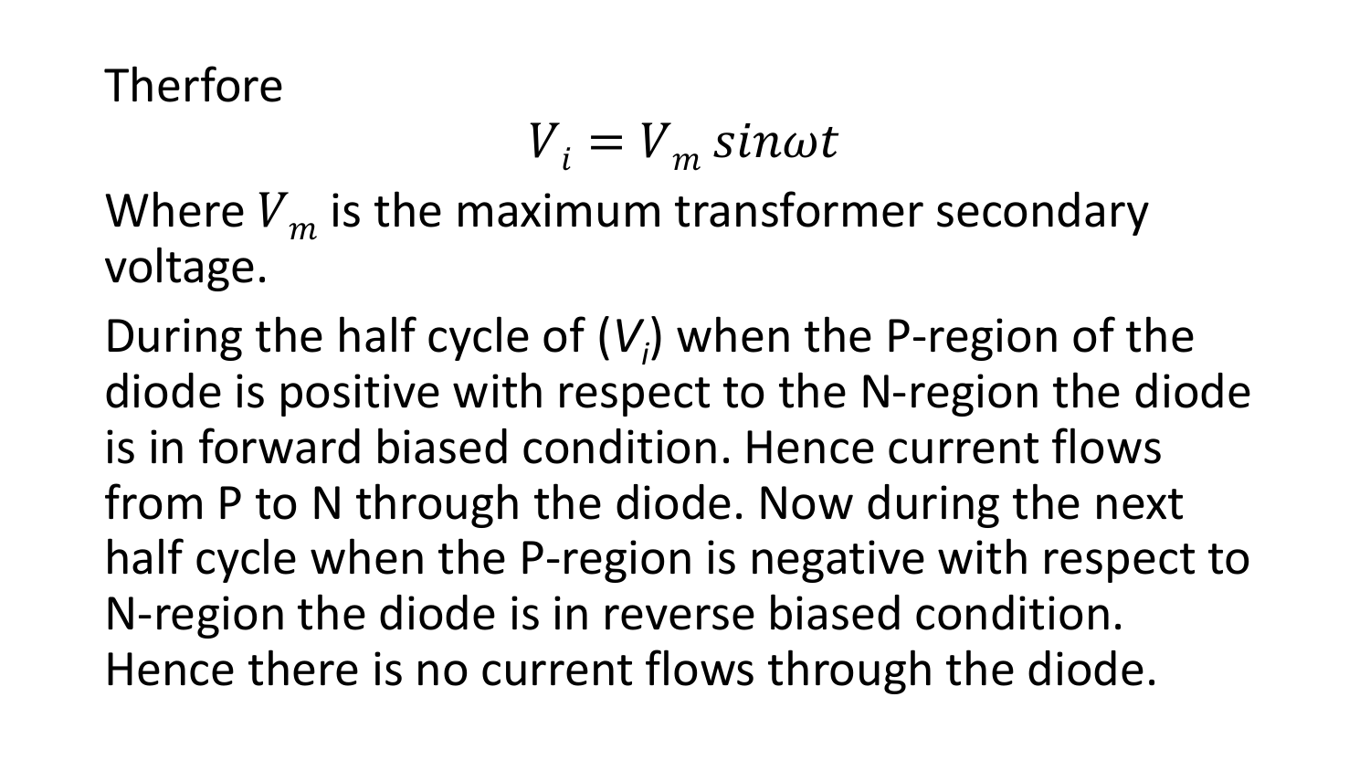Therfore

$$V_i = V_m \, sin\omega t$$

Where $V_m$ is the maximum transformer secondary voltage.

During the half cycle of ($V_i$) when the P-region of the diode is positive with respect to the N-region the diode is in forward biased condition. Hence current flows from P to N through the diode. Now during the next half cycle when the P-region is negative with respect to N-region the diode is in reverse biased condition. Hence there is no current flows through the diode.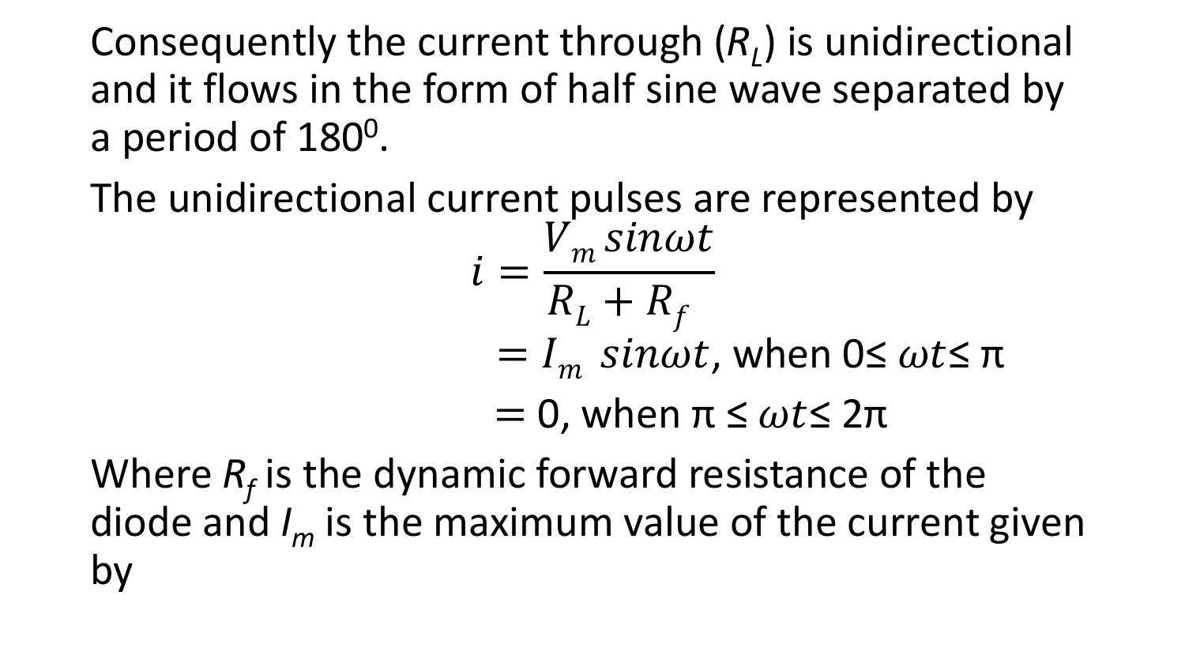Consequently the current through ($R_L$) is unidirectional and it flows in the form of half sine wave separated by a period of $180^0$.

The unidirectional current pulses are represented by

$$
\begin{aligned}
i &= \frac{V_m \sin\omega t}{R_L + R_f} \\
&= I_m \sin\omega t, \text{ when } 0 \leq \omega t \leq \pi \\
&= 0, \text{ when } \pi \leq \omega t \leq 2\pi
\end{aligned}
$$

Where $R_f$ is the dynamic forward resistance of the diode and $I_m$ is the maximum value of the current given by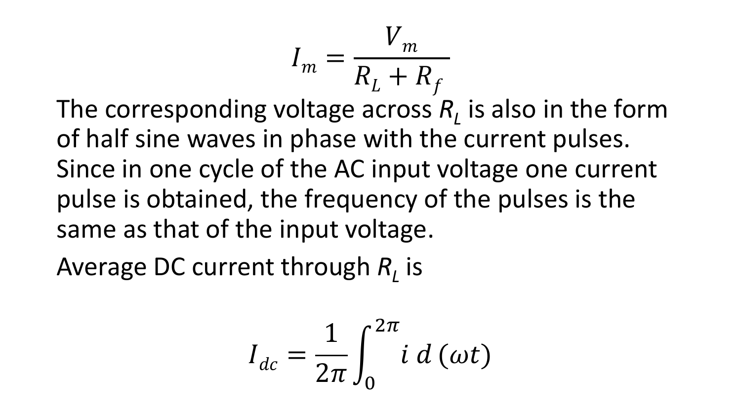$$I_m = \frac{V_m}{R_L + R_f}$$

The corresponding voltage across $R_L$ is also in the form of half sine waves in phase with the current pulses. Since in one cycle of the AC input voltage one current pulse is obtained, the frequency of the pulses is the same as that of the input voltage.

Average DC current through $R_L$ is

$$I_{dc} = \frac{1}{2\pi} \int_0^{2\pi} i \, d\,(\omega t)$$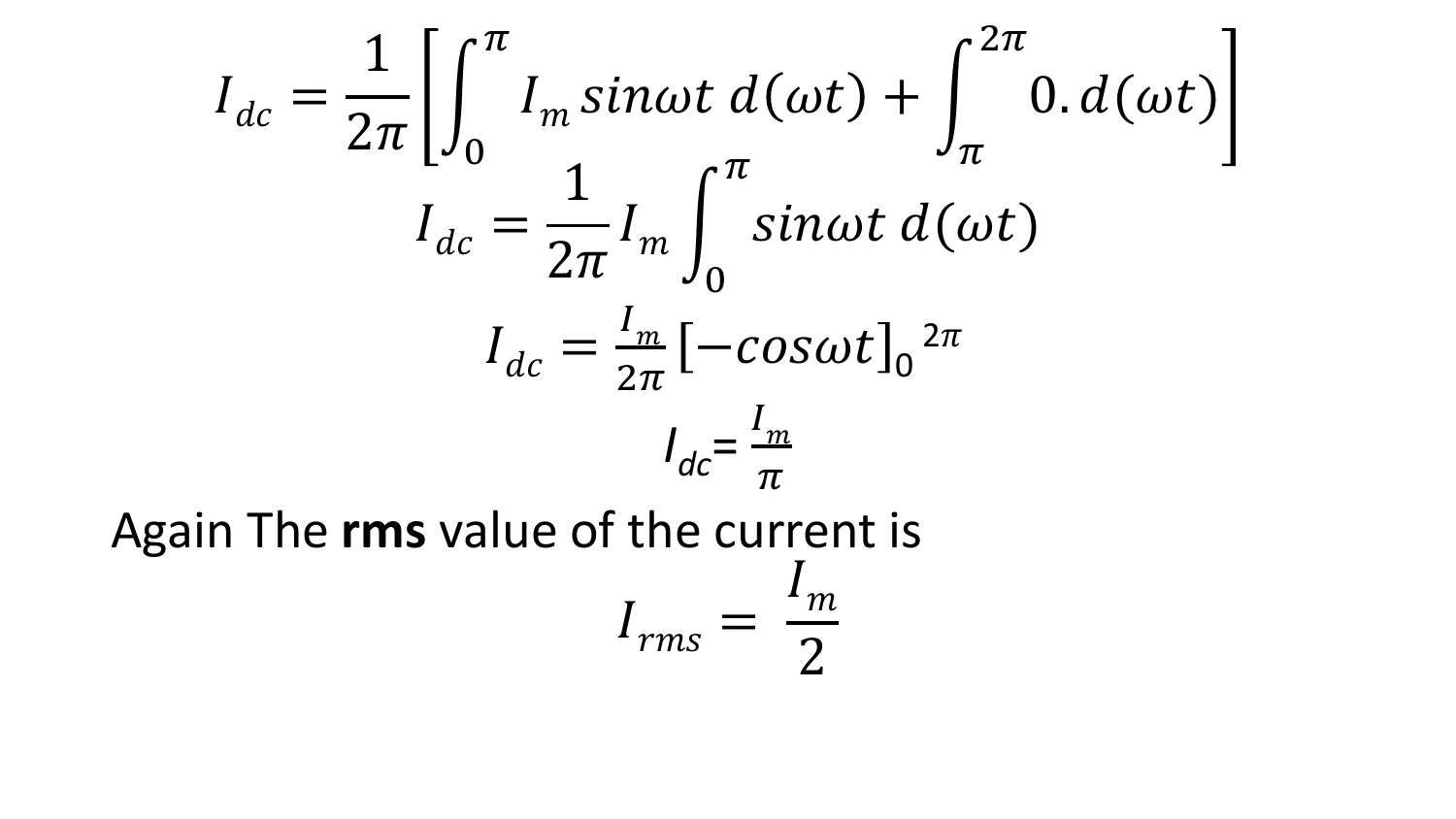$$I_{dc} = \frac{1}{2\pi}\left[\int_0^{\pi} I_m\, sin\omega t\; d(\omega t) + \int_{\pi}^{2\pi} 0.\, d(\omega t)\right]$$

$$I_{dc} = \frac{1}{2\pi} I_m \int_0^{\pi} sin\omega t\; d(\omega t)$$

$$I_{dc} = \frac{I_m}{2\pi}\left[-cos\omega t\right]_0^{\;2\pi}$$

$$I_{dc} = \frac{I_m}{\pi}$$

Again The **rms** value of the current is

$$I_{rms} = \frac{I_m}{2}$$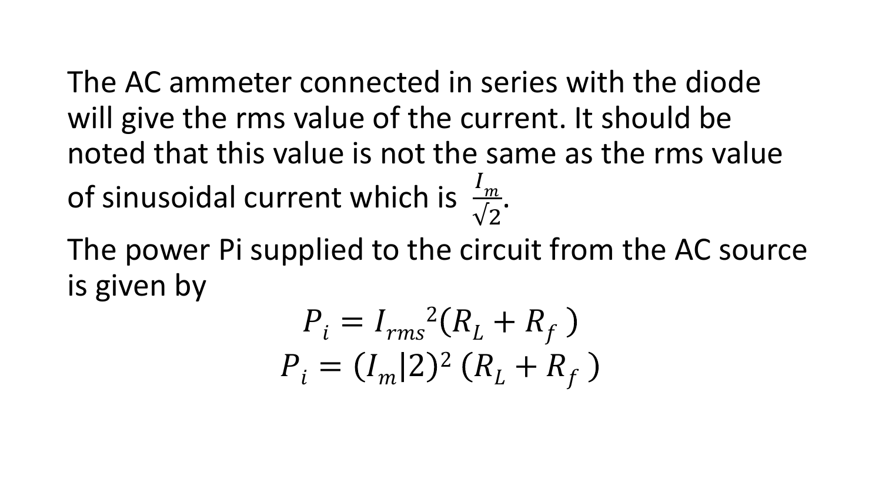The AC ammeter connected in series with the diode will give the rms value of the current. It should be noted that this value is not the same as the rms value of sinusoidal current which is $\frac{I_m}{\sqrt{2}}$.

The power Pi supplied to the circuit from the AC source is given by

$$P_i = {I_{rms}}^2(R_L + R_f\ )$$

$$P_i = (I_m|2)^2\ (R_L + R_f\ )$$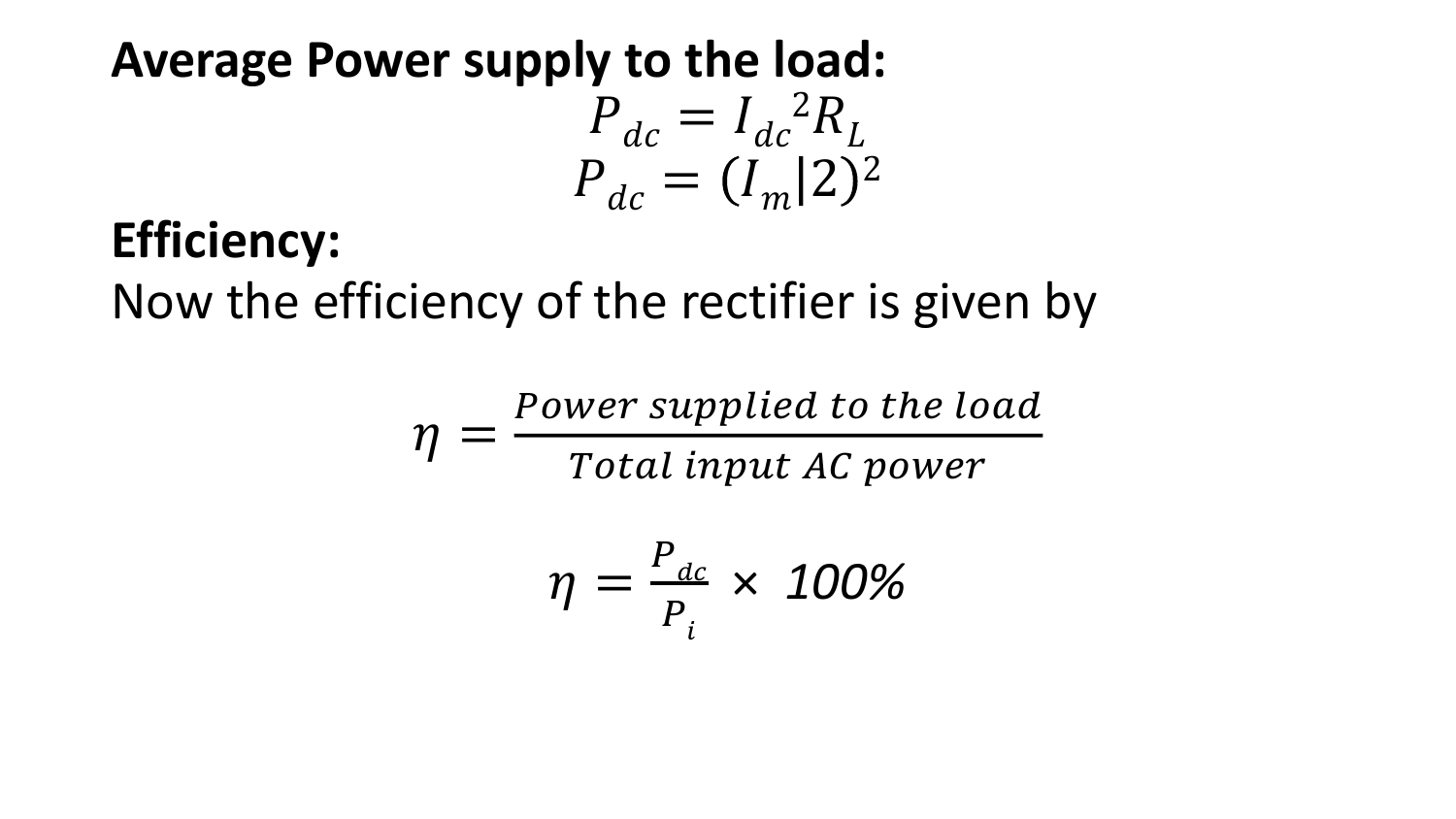**Average Power supply to the load:**

$$P_{dc} = {I_{dc}}^2 R_L$$

$$P_{dc} = (I_m|2)^2$$

**Efficiency:**

Now the efficiency of the rectifier is given by

$$\eta = \frac{Power\ supplied\ to\ the\ load}{Total\ input\ AC\ power}$$

$$\eta = \frac{P_{dc}}{P_i} \times 100\%$$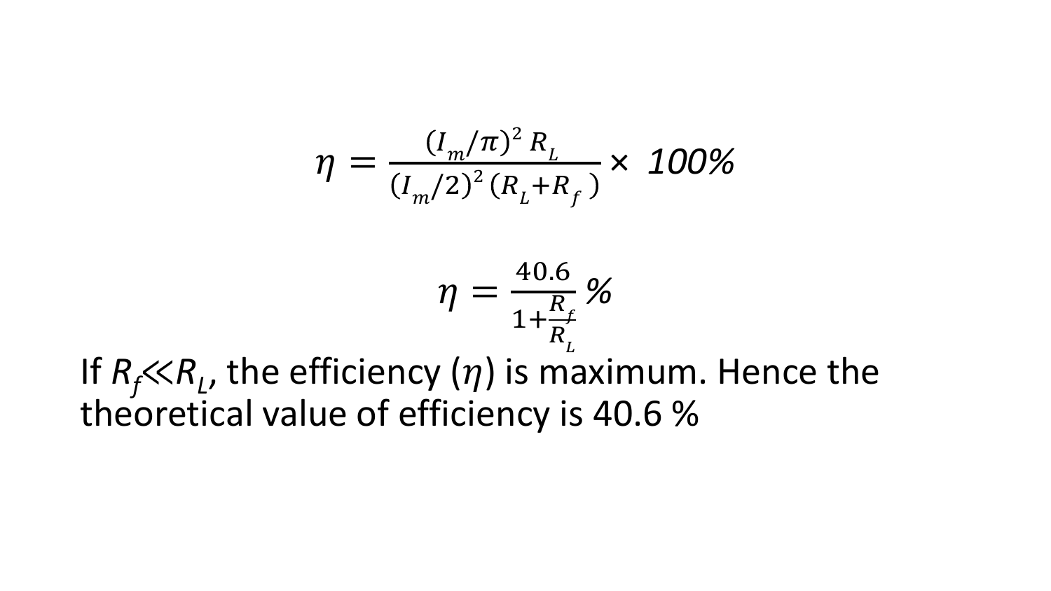$$\eta = \frac{(I_m/\pi)^2 R_L}{(I_m/2)^2 (R_L + R_f)} \times 100\%$$

$$\eta = \frac{40.6}{1 + \frac{R_f}{R_L}} \%$$

If $R_f \ll R_L$, the efficiency ($\eta$) is maximum. Hence the theoretical value of efficiency is 40.6 %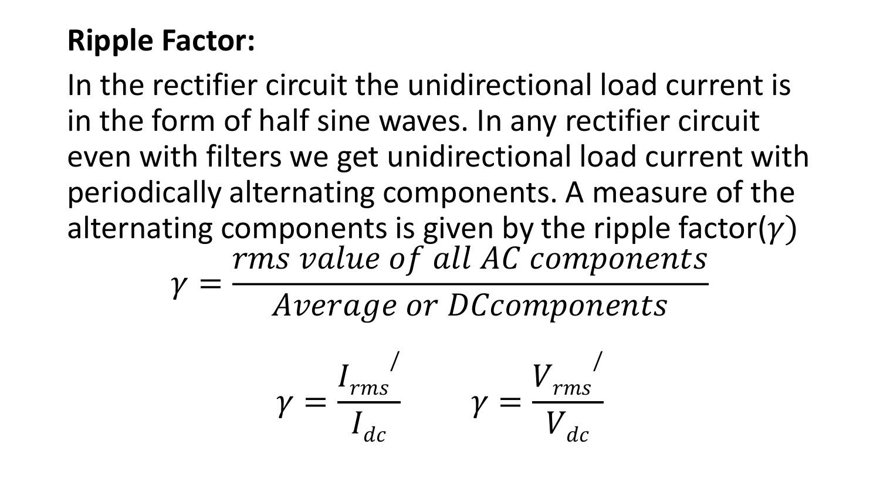**Ripple Factor:**

In the rectifier circuit the unidirectional load current is in the form of half sine waves. In any rectifier circuit even with filters we get unidirectional load current with periodically alternating components. A measure of the alternating components is given by the ripple factor($\gamma$)

$$\gamma = \frac{rms\ value\ of\ all\ AC\ components}{Average\ or\ DCcomponents}$$

$$\gamma = \frac{I_{rms}{}^{/}}{I_{dc}} \qquad \gamma = \frac{V_{rms}{}^{/}}{V_{dc}}$$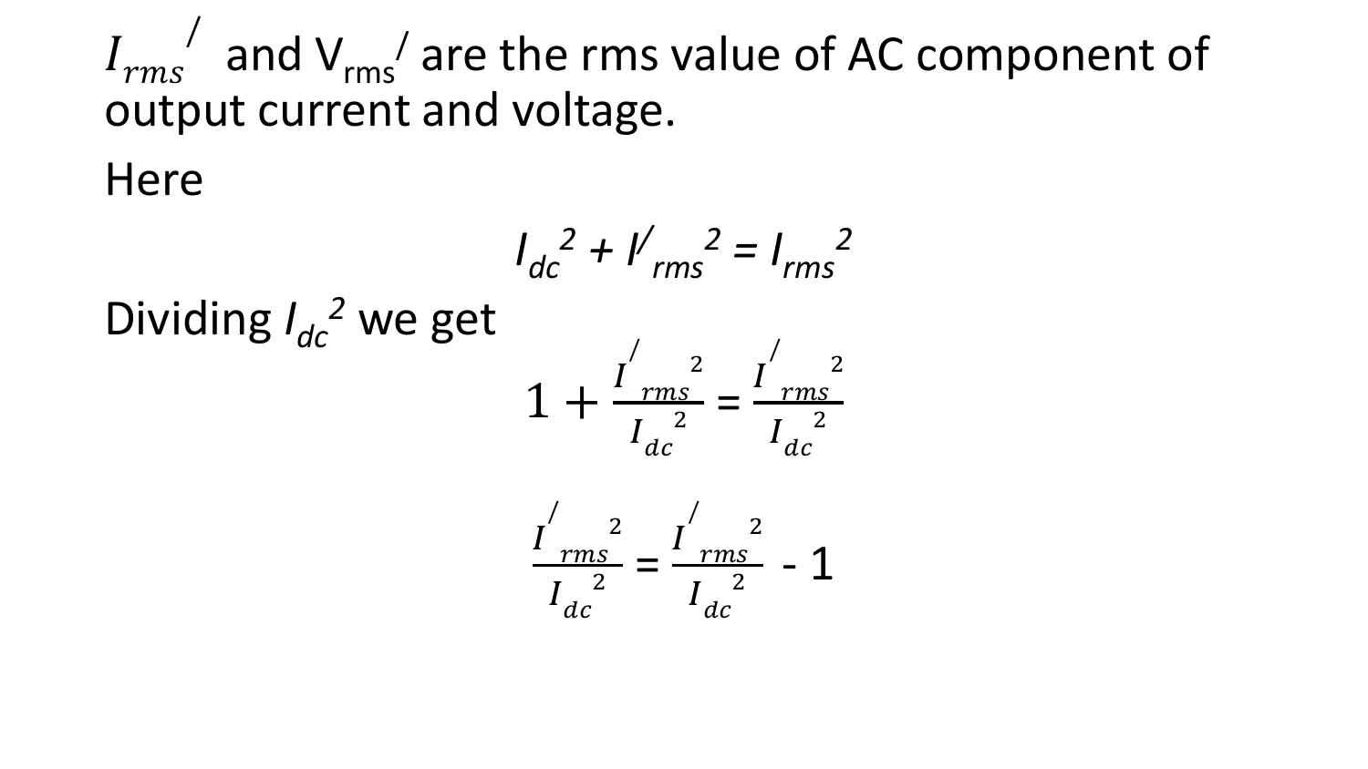$I_{rms}{}^{/}$ and $V_{rms}{}^{/}$ are the rms value of AC component of output current and voltage.

Here

$$I_{dc}{}^{2} + I^{/}{}_{rms}{}^{2} = I_{rms}{}^{2}$$

Dividing $I_{dc}{}^{2}$ we get

$$1 + \frac{I^{/}{}_{rms}{}^{2}}{I_{dc}{}^{2}} = \frac{I^{/}{}_{rms}{}^{2}}{I_{dc}{}^{2}}$$

$$\frac{I^{/}{}_{rms}{}^{2}}{I_{dc}{}^{2}} = \frac{I^{/}{}_{rms}{}^{2}}{I_{dc}{}^{2}} - 1$$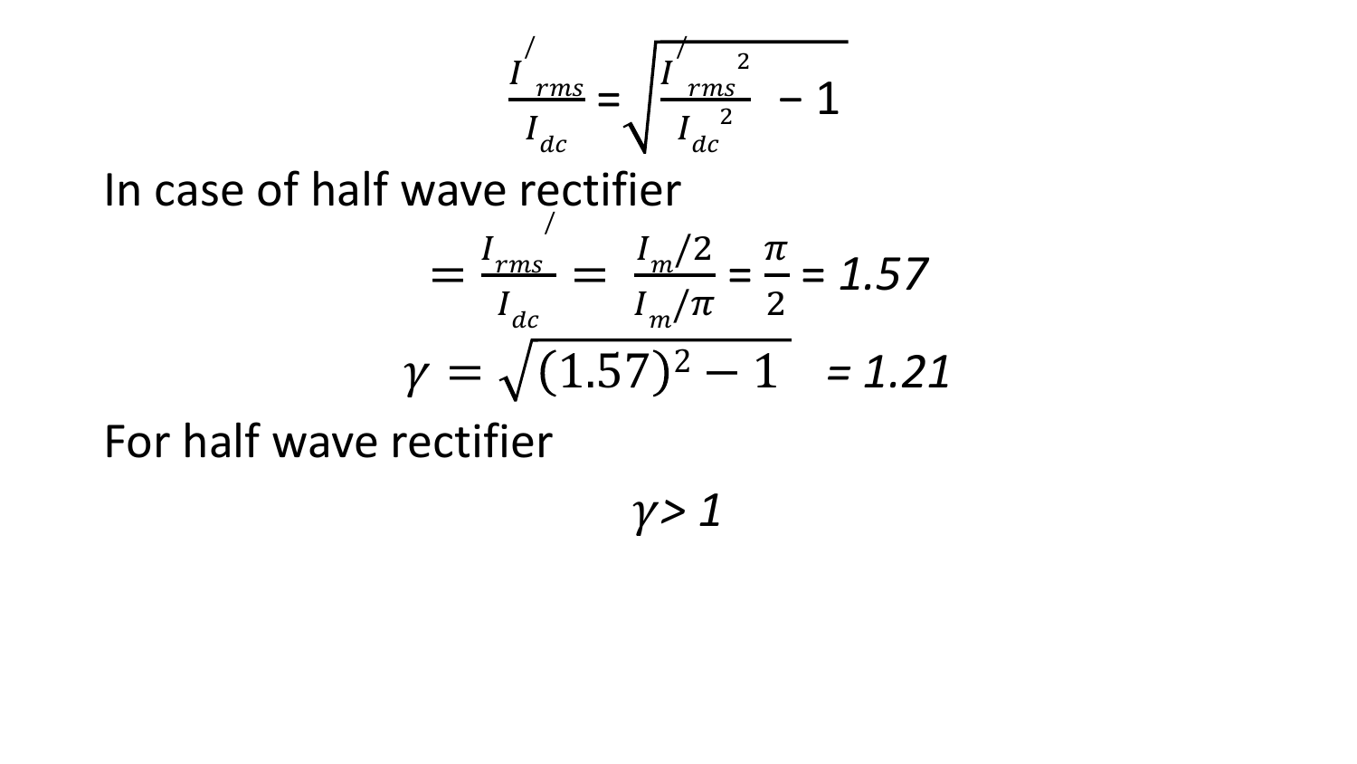$$\frac{I'_{rms}}{I_{dc}} = \sqrt{\frac{I'^{\,2}_{rms}}{I_{dc}^{\,2}} - 1}$$

In case of half wave rectifier

$$= \frac{I'_{rms}}{I_{dc}} = \frac{I_m/2}{I_m/\pi} = \frac{\pi}{2} = 1.57$$

$$\gamma = \sqrt{(1.57)^2 - 1} = 1.21$$

For half wave rectifier

$$\gamma > 1$$